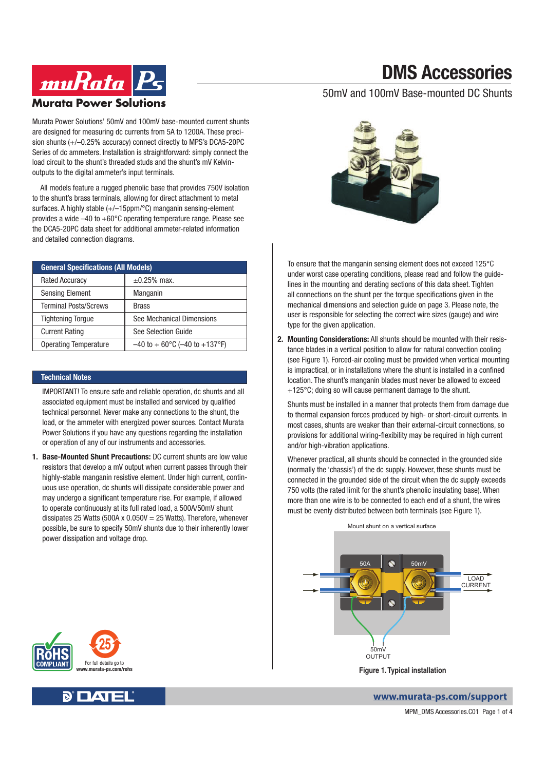# DMS Accessories

## 50mV and 100mV Base-mounted DC Shunts

Murata Power Solutions' 50mV and 100mV base-mounted current shunts are designed for measuring dc currents from 5A to 1200A. These precision shunts (+/–0.25% accuracy) connect directly to MPS's DCA5-20PC Series of dc ammeters. Installation is straightforward: simply connect the load circuit to the shunt's threaded studs and the shunt's mV Kelvin-outputs to the digital ammeter's input terminals.

All models feature a rugged phenolic base that provides 750V isolation to the shunt's brass terminals, allowing for direct attachment to metal surfaces. A highly stable (+/–15ppm/°C) manganin sensing-element provides a wide –40 to +60°C operating temperature range. Please see the DCA5-20PC data sheet for additional ammeter-related information and detailed connection diagrams.

| General Specifications (All Models) | |
|---|---|
| Rated Accuracy | ±0.25% max. |
| Sensing Element | Manganin |
| Terminal Posts/Screws | Brass |
| Tightening Torque | See Mechanical Dimensions |
| Current Rating | See Selection Guide |
| Operating Temperature | –40 to + 60°C (–40 to +137°F) |

### Technical Notes

IMPORTANT! To ensure safe and reliable operation, dc shunts and all associated equipment must be installed and serviced by qualified technical personnel. Never make any connections to the shunt, the load, or the ammeter with energized power sources. Contact Murata Power Solutions if you have any questions regarding the installation or operation of any of our instruments and accessories.

1. **Base-Mounted Shunt Precautions:** DC current shunts are low value resistors that develop a mV output when current passes through their highly-stable manganin resistive element. Under high current, continuous use operation, dc shunts will dissipate considerable power and may undergo a significant temperature rise. For example, if allowed to operate continuously at its full rated load, a 500A/50mV shunt dissipates 25 Watts (500A x 0.050V = 25 Watts). Therefore, whenever possible, be sure to specify 50mV shunts due to their inherently lower power dissipation and voltage drop.

   To ensure that the manganin sensing element does not exceed 125°C under worst case operating conditions, please read and follow the guidelines in the mounting and derating sections of this data sheet. Tighten all connections on the shunt per the torque specifications given in the mechanical dimensions and selection guide on page 3. Please note, the user is responsible for selecting the correct wire sizes (gauge) and wire type for the given application.

2. **Mounting Considerations:** All shunts should be mounted with their resistance blades in a vertical position to allow for natural convection cooling (see Figure 1). Forced-air cooling must be provided when vertical mounting is impractical, or in installations where the shunt is installed in a confined location. The shunt's manganin blades must never be allowed to exceed +125°C; doing so will cause permanent damage to the shunt.

   Shunts must be installed in a manner that protects them from damage due to thermal expansion forces produced by high- or short-circuit currents. In most cases, shunts are weaker than their external-circuit connections, so provisions for additional wiring-flexibility may be required in high current and/or high-vibration applications.

   Whenever practical, all shunts should be connected in the grounded side (normally the 'chassis') of the dc supply. However, these shunts must be connected in the grounded side of the circuit when the dc supply exceeds 750 volts (the rated limit for the shunt's phenolic insulating base). When more than one wire is to be connected to each end of a shunt, the wires must be evenly distributed between both terminals (see Figure 1).

Mount shunt on a vertical surface

50A | 50mV | LOAD CURRENT | 50mV OUTPUT

**Figure 1. Typical installation**

For full details go to www.murata-ps.com/rohs

www.murata-ps.com/support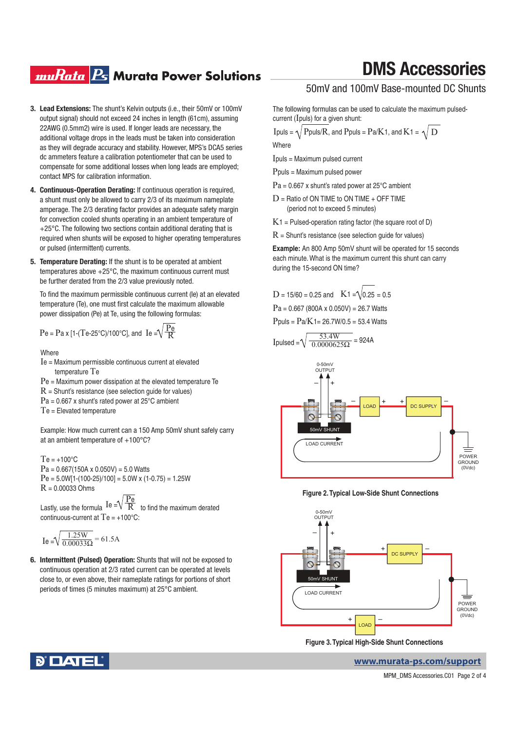3. **Lead Extensions:** The shunt's Kelvin outputs (i.e., their 50mV or 100mV output signal) should not exceed 24 inches in length (61cm), assuming 22AWG (0.5mm2) wire is used. If longer leads are necessary, the additional voltage drops in the leads must be taken into consideration as they will degrade accuracy and stability. However, MPS's DCA5 series dc ammeters feature a calibration potentiometer that can be used to compensate for some additional losses when long leads are employed; contact MPS for calibration information.

4. **Continuous-Operation Derating:** If continuous operation is required, a shunt must only be allowed to carry 2/3 of its maximum nameplate amperage. The 2/3 derating factor provides an adequate safety margin for convection cooled shunts operating in an ambient temperature of +25°C. The following two sections contain additional derating that is required when shunts will be exposed to higher operating temperatures or pulsed (intermittent) currents.

5. **Temperature Derating:** If the shunt is to be operated at ambient temperatures above +25°C, the maximum continuous current must be further derated from the 2/3 value previously noted.

   To find the maximum permissible continuous current (Ie) at an elevated temperature (Te), one must first calculate the maximum allowable power dissipation (Pe) at Te, using the following formulas:

   $Pe = Pa \times [1-(Te-25°C)/100°C]$, and $Ie = \sqrt{\frac{Pe}{R}}$

   Where

   $Ie$ = Maximum permissible continuous current at elevated temperature $Te$

   $Pe$ = Maximum power dissipation at the elevated temperature Te

   $R$ = Shunt's resistance (see selection guide for values)

   $Pa$ = 0.667 x shunt's rated power at 25°C ambient

   $Te$ = Elevated temperature

   Example: How much current can a 150 Amp 50mV shunt safely carry at an ambient temperature of +100°C?

   $Te = +100°C$

   $Pa = 0.667(150A \times 0.050V) = 5.0$ Watts

   $Pe = 5.0W[1-(100-25)/100] = 5.0W \times (1-0.75) = 1.25W$

   $R = 0.00033$ Ohms

   Lastly, use the formula $Ie = \sqrt{\frac{Pe}{R}}$ to find the maximum derated continuous-current at $Te = +100°C$:

   $$Ie = \sqrt{\frac{1.25W}{0.00033\Omega}} = 61.5A$$

6. **Intermittent (Pulsed) Operation:** Shunts that will not be exposed to continuous operation at 2/3 rated current can be operated at levels close to, or even above, their nameplate ratings for portions of short periods of times (5 minutes maximum) at 25°C ambient.

The following formulas can be used to calculate the maximum pulsed-current (Ipuls) for a given shunt:

$Ipuls = \sqrt{Ppuls/R}$, and $Ppuls = Pa/K1$, and $K1 = \sqrt{D}$

Where

$Ipuls$ = Maximum pulsed current

$Ppuls$ = Maximum pulsed power

$Pa$ = 0.667 x shunt's rated power at 25°C ambient

$D$ = Ratio of ON TIME to ON TIME + OFF TIME (period not to exceed 5 minutes)

$K1$ = Pulsed-operation rating factor (the square root of D)

$R$ = Shunt's resistance (see selection guide for values)

**Example:** An 800 Amp 50mV shunt will be operated for 15 seconds each minute. What is the maximum current this shunt can carry during the 15-second ON time?

$D = 15/60 = 0.25$ and $K1 = \sqrt{0.25} = 0.5$

$Pa = 0.667\ (800A \times 0.050V) = 26.7$ Watts

$Ppuls = Pa/K1 = 26.7W/0.5 = 53.4$ Watts

$$Ipulsed = \sqrt{\frac{53.4W}{0.0000625\Omega}} = 924A$$

**Figure 2. Typical Low-Side Shunt Connections**

**Figure 3. Typical High-Side Shunt Connections**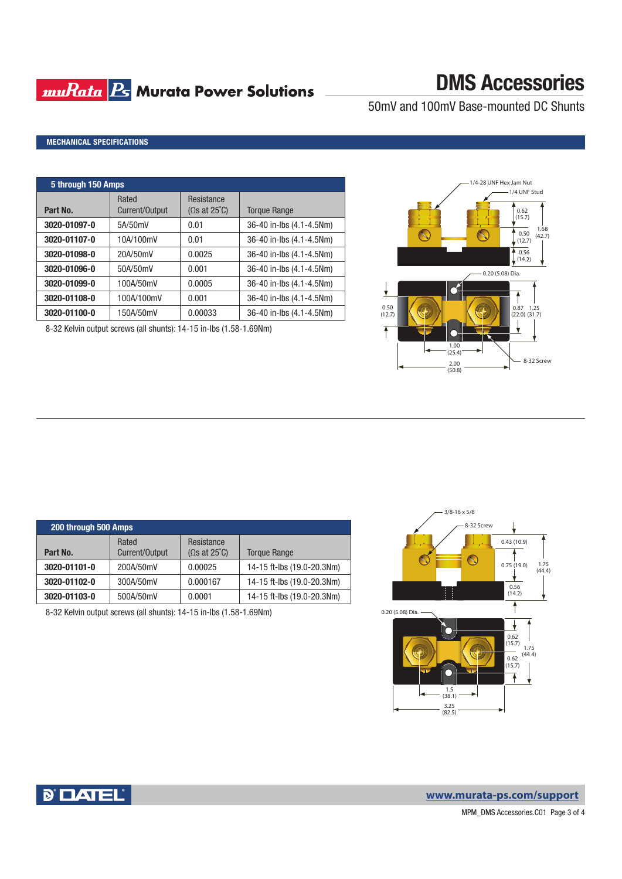# DMS Accessories

50mV and 100mV Base-mounted DC Shunts

## MECHANICAL SPECIFICATIONS

| 5 through 150 Amps | | | |
|---|---|---|---|
| Part No. | Rated Current/Output | Resistance (Ωs at 25˚C) | Torque Range |
| 3020-01097-0 | 5A/50mV | 0.01 | 36-40 in-lbs (4.1-4.5Nm) |
| 3020-01107-0 | 10A/100mV | 0.01 | 36-40 in-lbs (4.1-4.5Nm) |
| 3020-01098-0 | 20A/50mV | 0.0025 | 36-40 in-lbs (4.1-4.5Nm) |
| 3020-01096-0 | 50A/50mV | 0.001 | 36-40 in-lbs (4.1-4.5Nm) |
| 3020-01099-0 | 100A/50mV | 0.0005 | 36-40 in-lbs (4.1-4.5Nm) |
| 3020-01108-0 | 100A/100mV | 0.001 | 36-40 in-lbs (4.1-4.5Nm) |
| 3020-01100-0 | 150A/50mV | 0.00033 | 36-40 in-lbs (4.1-4.5Nm) |

8-32 Kelvin output screws (all shunts): 14-15 in-lbs (1.58-1.69Nm)

1/4-28 UNF Hex Jam Nut
1/4 UNF Stud
0.62 (15.7)
1.68 (42.7)
0.50 (12.7)
0.56 (14.2)
0.20 (5.08) Dia.
0.50 (12.7)
0.87 (22.0)
1.25 (31.7)
1.00 (25.4)
2.00 (50.8)
8-32 Screw

| 200 through 500 Amps | | | |
|---|---|---|---|
| Part No. | Rated Current/Output | Resistance (Ωs at 25˚C) | Torque Range |
| 3020-01101-0 | 200A/50mV | 0.00025 | 14-15 ft-lbs (19.0-20.3Nm) |
| 3020-01102-0 | 300A/50mV | 0.000167 | 14-15 ft-lbs (19.0-20.3Nm) |
| 3020-01103-0 | 500A/50mV | 0.0001 | 14-15 ft-lbs (19.0-20.3Nm) |

8-32 Kelvin output screws (all shunts): 14-15 in-lbs (1.58-1.69Nm)

3/8-16 x 5/8
8-32 Screw
0.43 (10.9)
0.75 (19.0)
1.75 (44.4)
0.56 (14.2)
0.20 (5.08) Dia.
0.62 (15.7)
1.75 (44.4)
0.62 (15.7)
1.5 (38.1)
3.25 (82.5)

www.murata-ps.com/support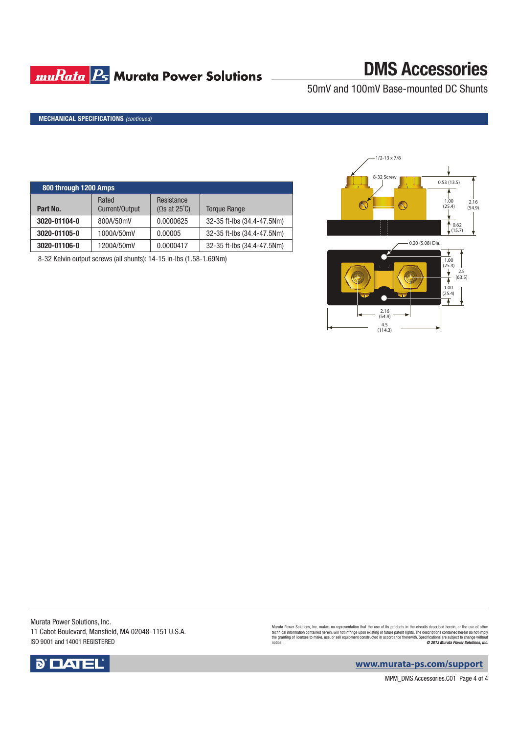## MECHANICAL SPECIFICATIONS *(continued)*

| 800 through 1200 Amps | | | |
|---|---|---|---|
| **Part No.** | Rated Current/Output | Resistance (Ωs at 25˚C) | Torque Range |
| **3020-01104-0** | 800A/50mV | 0.0000625 | 32-35 ft-lbs (34.4-47.5Nm) |
| **3020-01105-0** | 1000A/50mV | 0.00005 | 32-35 ft-lbs (34.4-47.5Nm) |
| **3020-01106-0** | 1200A/50mV | 0.0000417 | 32-35 ft-lbs (34.4-47.5Nm) |

8-32 Kelvin output screws (all shunts): 14-15 in-lbs (1.58-1.69Nm)

1/2-13 x 7/8
8-32 Screw
0.53 (13.5)
1.00 (25.4)
2.16 (54.9)
0.62 (15.7)
0.20 (5.08) Dia.
1.00 (25.4)
2.5 (63.5)
1.00 (25.4)
2.16 (54.9)
4.5 (114.3)

Murata Power Solutions, Inc.
11 Cabot Boulevard, Mansfield, MA 02048-1151 U.S.A.
ISO 9001 and 14001 REGISTERED

Murata Power Solutions, Inc. makes no representation that the use of its products in the circuits described herein, or the use of other technical information contained herein, will not infringe upon existing or future patent rights. The descriptions contained herein do not imply the granting of licenses to make, use, or sell equipment constructed in accordance therewith. Specifications are subject to change without notice.
***© 2013 Murata Power Solutions, Inc.***

**www.murata-ps.com/support**